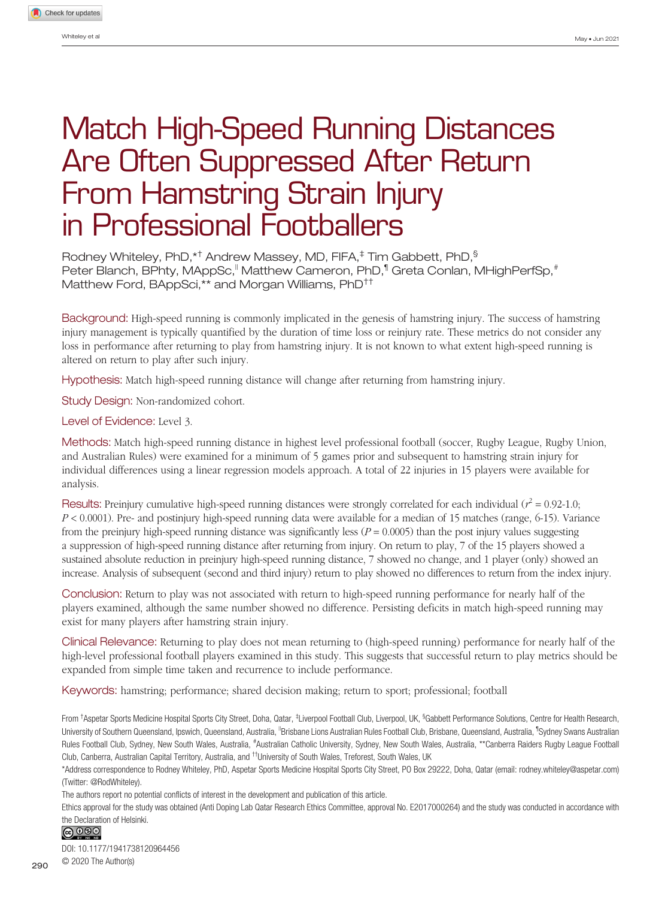# Match High-Speed Running Distances Are Often Suppressed After Return From Hamstring Strain Injury in Professional Footballers

Rodney Whiteley, PhD,*† Andrew Massey, MD, FIFA,‡ Tim Gabbett, PhD,§ Peter Blanch, BPhty, MAppSc,|| Matthew Cameron, PhD,¶ Greta Conlan, MHighPerfSp,# Matthew Ford, BAppSci,** and Morgan Williams, PhD††

**Background:** High-speed running is commonly implicated in the genesis of hamstring injury. The success of hamstring injury management is typically quantified by the duration of time loss or reinjury rate. These metrics do not consider any loss in performance after returning to play from hamstring injury. It is not known to what extent high-speed running is altered on return to play after such injury.

**Hypothesis:** Match high-speed running distance will change after returning from hamstring injury.

**Study Design:** Non-randomized cohort.

**Level of Evidence:** Level 3.

**Methods:** Match high-speed running distance in highest level professional football (soccer, Rugby League, Rugby Union, and Australian Rules) were examined for a minimum of 5 games prior and subsequent to hamstring strain injury for individual differences using a linear regression models approach. A total of 22 injuries in 15 players were available for analysis.

**Results:** Preinjury cumulative high-speed running distances were strongly correlated for each individual ($r^2 = 0.92$-$1.0$; $P < 0.0001$). Pre- and postinjury high-speed running data were available for a median of 15 matches (range, 6-15). Variance from the preinjury high-speed running distance was significantly less ($P = 0.0005$) than the post injury values suggesting a suppression of high-speed running distance after returning from injury. On return to play, 7 of the 15 players showed a sustained absolute reduction in preinjury high-speed running distance, 7 showed no change, and 1 player (only) showed an increase. Analysis of subsequent (second and third injury) return to play showed no differences to return from the index injury.

**Conclusion:** Return to play was not associated with return to high-speed running performance for nearly half of the players examined, although the same number showed no difference. Persisting deficits in match high-speed running may exist for many players after hamstring strain injury.

**Clinical Relevance:** Returning to play does not mean returning to (high-speed running) performance for nearly half of the high-level professional football players examined in this study. This suggests that successful return to play metrics should be expanded from simple time taken and recurrence to include performance.

**Keywords:** hamstring; performance; shared decision making; return to sport; professional; football

From †Aspetar Sports Medicine Hospital Sports City Street, Doha, Qatar, ‡Liverpool Football Club, Liverpool, UK, §Gabbett Performance Solutions, Centre for Health Research, University of Southern Queensland, Ipswich, Queensland, Australia, ||Brisbane Lions Australian Rules Football Club, Brisbane, Queensland, Australia, ¶Sydney Swans Australian Rules Football Club, Sydney, New South Wales, Australia, #Australian Catholic University, Sydney, New South Wales, Australia, **Canberra Raiders Rugby League Football Club, Canberra, Australian Capital Territory, Australia, and ††University of South Wales, Treforest, South Wales, UK

*Address correspondence to Rodney Whiteley, PhD, Aspetar Sports Medicine Hospital Sports City Street, PO Box 29222, Doha, Qatar (email: rodney.whiteley@aspetar.com) (Twitter: @RodWhiteley).

The authors report no potential conflicts of interest in the development and publication of this article.

Ethics approval for the study was obtained (Anti Doping Lab Qatar Research Ethics Committee, approval No. E2017000264) and the study was conducted in accordance with the Declaration of Helsinki.

DOI: 10.1177/1941738120964456

© 2020 The Author(s)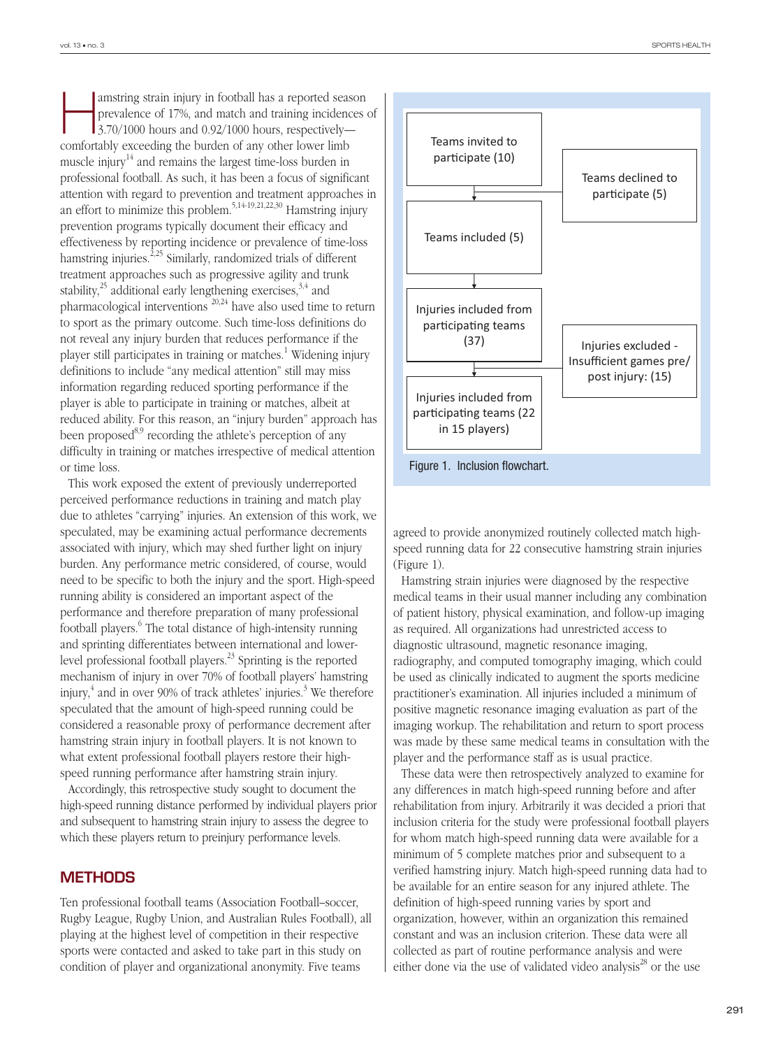Hamstring strain injury in football has a reported season prevalence of 17%, and match and training incidences of 3.70/1000 hours and 0.92/1000 hours, respectively—comfortably exceeding the burden of any other lower limb muscle injury[14] and remains the largest time-loss burden in professional football. As such, it has been a focus of significant attention with regard to prevention and treatment approaches in an effort to minimize this problem.[5,14-19,21,22,30] Hamstring injury prevention programs typically document their efficacy and effectiveness by reporting incidence or prevalence of time-loss hamstring injuries.[2,25] Similarly, randomized trials of different treatment approaches such as progressive agility and trunk stability,[25] additional early lengthening exercises,[3,4] and pharmacological interventions [20,24] have also used time to return to sport as the primary outcome. Such time-loss definitions do not reveal any injury burden that reduces performance if the player still participates in training or matches.[1] Widening injury definitions to include "any medical attention" still may miss information regarding reduced sporting performance if the player is able to participate in training or matches, albeit at reduced ability. For this reason, an "injury burden" approach has been proposed[8,9] recording the athlete's perception of any difficulty in training or matches irrespective of medical attention or time loss.

This work exposed the extent of previously underreported perceived performance reductions in training and match play due to athletes "carrying" injuries. An extension of this work, we speculated, may be examining actual performance decrements associated with injury, which may shed further light on injury burden. Any performance metric considered, of course, would need to be specific to both the injury and the sport. High-speed running ability is considered an important aspect of the performance and therefore preparation of many professional football players.[6] The total distance of high-intensity running and sprinting differentiates between international and lower-level professional football players.[23] Sprinting is the reported mechanism of injury in over 70% of football players' hamstring injury,[4] and in over 90% of track athletes' injuries.[3] We therefore speculated that the amount of high-speed running could be considered a reasonable proxy of performance decrement after hamstring strain injury in football players. It is not known to what extent professional football players restore their high-speed running performance after hamstring strain injury.

Accordingly, this retrospective study sought to document the high-speed running distance performed by individual players prior and subsequent to hamstring strain injury to assess the degree to which these players return to preinjury performance levels.

## METHODS

Ten professional football teams (Association Football–soccer, Rugby League, Rugby Union, and Australian Rules Football), all playing at the highest level of competition in their respective sports were contacted and asked to take part in this study on condition of player and organizational anonymity. Five teams agreed to provide anonymized routinely collected match high-speed running data for 22 consecutive hamstring strain injuries (Figure 1).

Teams invited to participate (10) → Teams declined to participate (5)
Teams included (5)
Injuries included from participating teams (37) → Injuries excluded - Insufficient games pre/post injury: (15)
Injuries included from participating teams (22 in 15 players)

Figure 1. Inclusion flowchart.

Hamstring strain injuries were diagnosed by the respective medical teams in their usual manner including any combination of patient history, physical examination, and follow-up imaging as required. All organizations had unrestricted access to diagnostic ultrasound, magnetic resonance imaging, radiography, and computed tomography imaging, which could be used as clinically indicated to augment the sports medicine practitioner's examination. All injuries included a minimum of positive magnetic resonance imaging evaluation as part of the imaging workup. The rehabilitation and return to sport process was made by these same medical teams in consultation with the player and the performance staff as is usual practice.

These data were then retrospectively analyzed to examine for any differences in match high-speed running before and after rehabilitation from injury. Arbitrarily it was decided a priori that inclusion criteria for the study were professional football players for whom match high-speed running data were available for a minimum of 5 complete matches prior and subsequent to a verified hamstring injury. Match high-speed running data had to be available for an entire season for any injured athlete. The definition of high-speed running varies by sport and organization, however, within an organization this remained constant and was an inclusion criterion. These data were all collected as part of routine performance analysis and were either done via the use of validated video analysis[28] or the use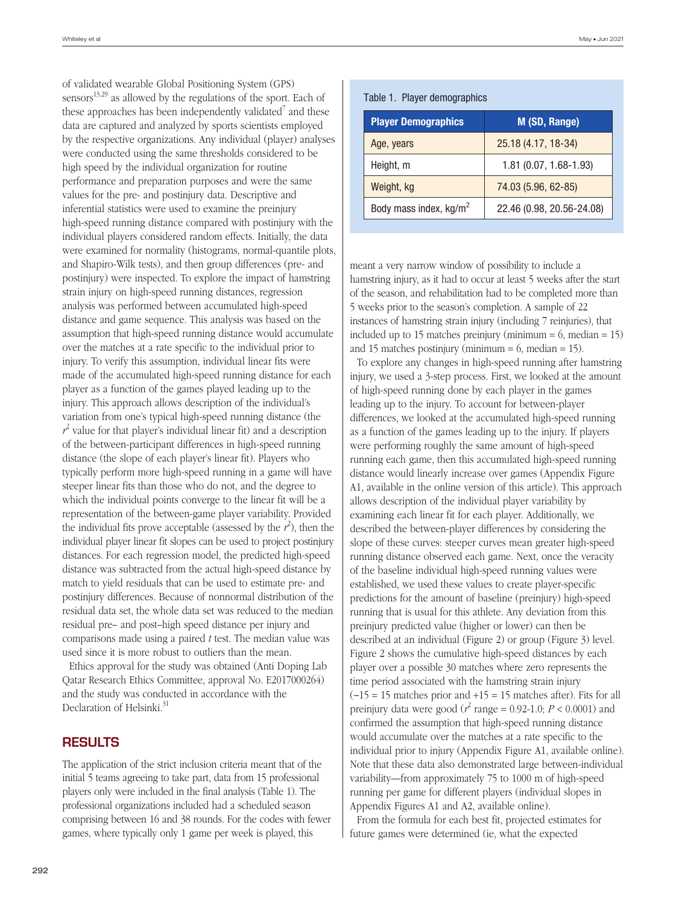of validated wearable Global Positioning System (GPS) sensors[13,29] as allowed by the regulations of the sport. Each of these approaches has been independently validated[7] and these data are captured and analyzed by sports scientists employed by the respective organizations. Any individual (player) analyses were conducted using the same thresholds considered to be high speed by the individual organization for routine performance and preparation purposes and were the same values for the pre- and postinjury data. Descriptive and inferential statistics were used to examine the preinjury high-speed running distance compared with postinjury with the individual players considered random effects. Initially, the data were examined for normality (histograms, normal-quantile plots, and Shapiro-Wilk tests), and then group differences (pre- and postinjury) were inspected. To explore the impact of hamstring strain injury on high-speed running distances, regression analysis was performed between accumulated high-speed distance and game sequence. This analysis was based on the assumption that high-speed running distance would accumulate over the matches at a rate specific to the individual prior to injury. To verify this assumption, individual linear fits were made of the accumulated high-speed running distance for each player as a function of the games played leading up to the injury. This approach allows description of the individual's variation from one's typical high-speed running distance (the $r^2$ value for that player's individual linear fit) and a description of the between-participant differences in high-speed running distance (the slope of each player's linear fit). Players who typically perform more high-speed running in a game will have steeper linear fits than those who do not, and the degree to which the individual points converge to the linear fit will be a representation of the between-game player variability. Provided the individual fits prove acceptable (assessed by the $r^2$), then the individual player linear fit slopes can be used to project postinjury distances. For each regression model, the predicted high-speed distance was subtracted from the actual high-speed distance by match to yield residuals that can be used to estimate pre- and postinjury differences. Because of nonnormal distribution of the residual data set, the whole data set was reduced to the median residual pre– and post–high speed distance per injury and comparisons made using a paired *t* test. The median value was used since it is more robust to outliers than the mean.

Ethics approval for the study was obtained (Anti Doping Lab Qatar Research Ethics Committee, approval No. E2017000264) and the study was conducted in accordance with the Declaration of Helsinki.[31]

## RESULTS

The application of the strict inclusion criteria meant that of the initial 5 teams agreeing to take part, data from 15 professional players only were included in the final analysis (Table 1). The professional organizations included had a scheduled season comprising between 16 and 38 rounds. For the codes with fewer games, where typically only 1 game per week is played, this meant a very narrow window of possibility to include a hamstring injury, as it had to occur at least 5 weeks after the start of the season, and rehabilitation had to be completed more than 5 weeks prior to the season's completion. A sample of 22 instances of hamstring strain injury (including 7 reinjuries), that included up to 15 matches preinjury (minimum = 6, median = 15) and 15 matches postinjury (minimum = 6, median = 15).

Table 1. Player demographics

| Player Demographics | M (SD, Range) |
|---|---|
| Age, years | 25.18 (4.17, 18-34) |
| Height, m | 1.81 (0.07, 1.68-1.93) |
| Weight, kg | 74.03 (5.96, 62-85) |
| Body mass index, kg/m$^2$ | 22.46 (0.98, 20.56-24.08) |

To explore any changes in high-speed running after hamstring injury, we used a 3-step process. First, we looked at the amount of high-speed running done by each player in the games leading up to the injury. To account for between-player differences, we looked at the accumulated high-speed running as a function of the games leading up to the injury. If players were performing roughly the same amount of high-speed running each game, then this accumulated high-speed running distance would linearly increase over games (Appendix Figure A1, available in the online version of this article). This approach allows description of the individual player variability by examining each linear fit for each player. Additionally, we described the between-player differences by considering the slope of these curves: steeper curves mean greater high-speed running distance observed each game. Next, once the veracity of the baseline individual high-speed running values were established, we used these values to create player-specific predictions for the amount of baseline (preinjury) high-speed running that is usual for this athlete. Any deviation from this preinjury predicted value (higher or lower) can then be described at an individual (Figure 2) or group (Figure 3) level. Figure 2 shows the cumulative high-speed distances by each player over a possible 30 matches where zero represents the time period associated with the hamstring strain injury (−15 = 15 matches prior and +15 = 15 matches after). Fits for all preinjury data were good ($r^2$ range = 0.92-1.0; $P < 0.0001$) and confirmed the assumption that high-speed running distance would accumulate over the matches at a rate specific to the individual prior to injury (Appendix Figure A1, available online). Note that these data also demonstrated large between-individual variability—from approximately 75 to 1000 m of high-speed running per game for different players (individual slopes in Appendix Figures A1 and A2, available online).

From the formula for each best fit, projected estimates for future games were determined (ie, what the expected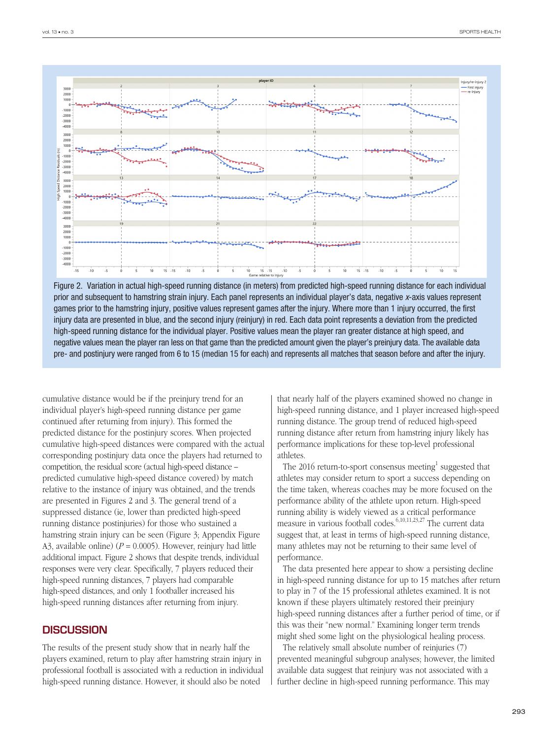Figure 2. Variation in actual high-speed running distance (in meters) from predicted high-speed running distance for each individual prior and subsequent to hamstring strain injury. Each panel represents an individual player's data, negative *x*-axis values represent games prior to the hamstring injury, positive values represent games after the injury. Where more than 1 injury occurred, the first injury data are presented in blue, and the second injury (reinjury) in red. Each data point represents a deviation from the predicted high-speed running distance for the individual player. Positive values mean the player ran greater distance at high speed, and negative values mean the player ran less on that game than the predicted amount given the player's preinjury data. The available data pre- and postinjury were ranged from 6 to 15 (median 15 for each) and represents all matches that season before and after the injury.

cumulative distance would be if the preinjury trend for an individual player's high-speed running distance per game continued after returning from injury). This formed the predicted distance for the postinjury scores. When projected cumulative high-speed distances were compared with the actual corresponding postinjury data once the players had returned to competition, the residual score (actual high-speed distance – predicted cumulative high-speed distance covered) by match relative to the instance of injury was obtained, and the trends are presented in Figures 2 and 3. The general trend of a suppressed distance (ie, lower than predicted high-speed running distance postinjuries) for those who sustained a hamstring strain injury can be seen (Figure 3; Appendix Figure A3, available online) ($P = 0.0005$). However, reinjury had little additional impact. Figure 2 shows that despite trends, individual responses were very clear. Specifically, 7 players reduced their high-speed running distances, 7 players had comparable high-speed distances, and only 1 footballer increased his high-speed running distances after returning from injury.

## DISCUSSION

The results of the present study show that in nearly half the players examined, return to play after hamstring strain injury in professional football is associated with a reduction in individual high-speed running distance. However, it should also be noted that nearly half of the players examined showed no change in high-speed running distance, and 1 player increased high-speed running distance. The group trend of reduced high-speed running distance after return from hamstring injury likely has performance implications for these top-level professional athletes.

The 2016 return-to-sport consensus meeting[1] suggested that athletes may consider return to sport a success depending on the time taken, whereas coaches may be more focused on the performance ability of the athlete upon return. High-speed running ability is widely viewed as a critical performance measure in various football codes.[6,10,11,23,27] The current data suggest that, at least in terms of high-speed running distance, many athletes may not be returning to their same level of performance.

The data presented here appear to show a persisting decline in high-speed running distance for up to 15 matches after return to play in 7 of the 15 professional athletes examined. It is not known if these players ultimately restored their preinjury high-speed running distances after a further period of time, or if this was their "new normal." Examining longer term trends might shed some light on the physiological healing process.

The relatively small absolute number of reinjuries (7) prevented meaningful subgroup analyses; however, the limited available data suggest that reinjury was not associated with a further decline in high-speed running performance. This may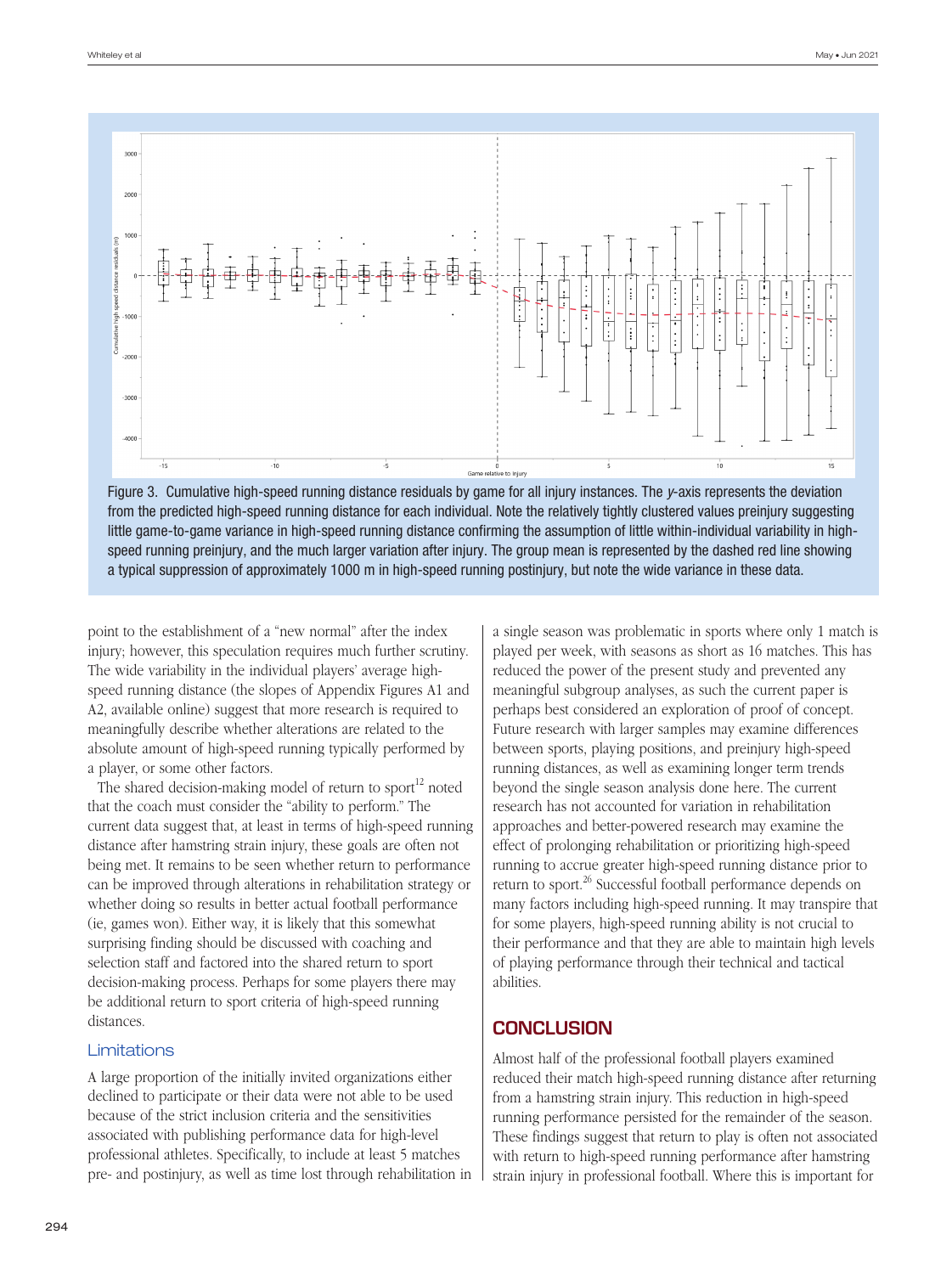Figure 3. Cumulative high-speed running distance residuals by game for all injury instances. The *y*-axis represents the deviation from the predicted high-speed running distance for each individual. Note the relatively tightly clustered values preinjury suggesting little game-to-game variance in high-speed running distance confirming the assumption of little within-individual variability in high-speed running preinjury, and the much larger variation after injury. The group mean is represented by the dashed red line showing a typical suppression of approximately 1000 m in high-speed running postinjury, but note the wide variance in these data.

point to the establishment of a "new normal" after the index injury; however, this speculation requires much further scrutiny. The wide variability in the individual players' average high-speed running distance (the slopes of Appendix Figures A1 and A2, available online) suggest that more research is required to meaningfully describe whether alterations are related to the absolute amount of high-speed running typically performed by a player, or some other factors.

The shared decision-making model of return to sport[12] noted that the coach must consider the "ability to perform." The current data suggest that, at least in terms of high-speed running distance after hamstring strain injury, these goals are often not being met. It remains to be seen whether return to performance can be improved through alterations in rehabilitation strategy or whether doing so results in better actual football performance (ie, games won). Either way, it is likely that this somewhat surprising finding should be discussed with coaching and selection staff and factored into the shared return to sport decision-making process. Perhaps for some players there may be additional return to sport criteria of high-speed running distances.

### Limitations

A large proportion of the initially invited organizations either declined to participate or their data were not able to be used because of the strict inclusion criteria and the sensitivities associated with publishing performance data for high-level professional athletes. Specifically, to include at least 5 matches pre- and postinjury, as well as time lost through rehabilitation in a single season was problematic in sports where only 1 match is played per week, with seasons as short as 16 matches. This has reduced the power of the present study and prevented any meaningful subgroup analyses, as such the current paper is perhaps best considered an exploration of proof of concept. Future research with larger samples may examine differences between sports, playing positions, and preinjury high-speed running distances, as well as examining longer term trends beyond the single season analysis done here. The current research has not accounted for variation in rehabilitation approaches and better-powered research may examine the effect of prolonging rehabilitation or prioritizing high-speed running to accrue greater high-speed running distance prior to return to sport.[26] Successful football performance depends on many factors including high-speed running. It may transpire that for some players, high-speed running ability is not crucial to their performance and that they are able to maintain high levels of playing performance through their technical and tactical abilities.

## CONCLUSION

Almost half of the professional football players examined reduced their match high-speed running distance after returning from a hamstring strain injury. This reduction in high-speed running performance persisted for the remainder of the season. These findings suggest that return to play is often not associated with return to high-speed running performance after hamstring strain injury in professional football. Where this is important for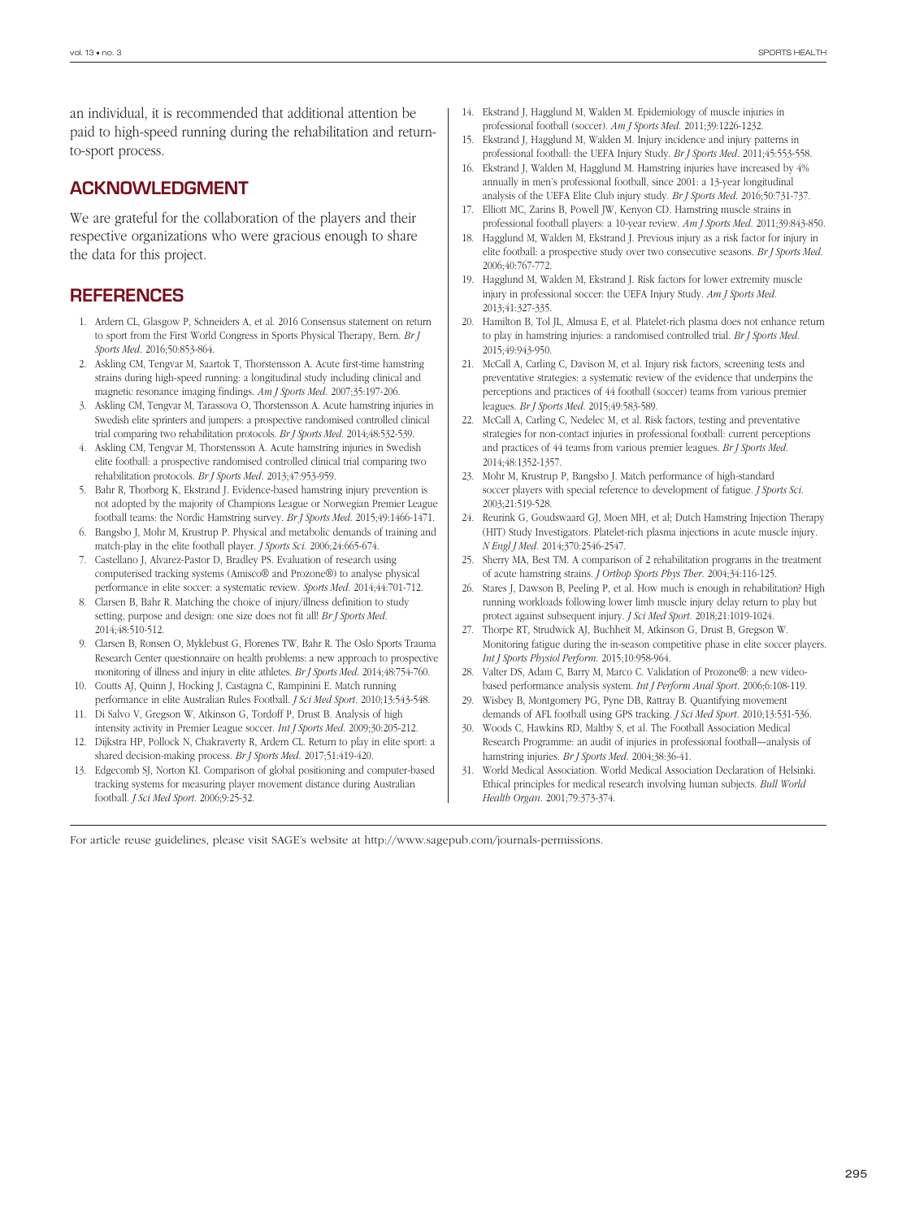an individual, it is recommended that additional attention be paid to high-speed running during the rehabilitation and return-to-sport process.

## ACKNOWLEDGMENT

We are grateful for the collaboration of the players and their respective organizations who were gracious enough to share the data for this project.

## REFERENCES

1. Ardern CL, Glasgow P, Schneiders A, et al. 2016 Consensus statement on return to sport from the First World Congress in Sports Physical Therapy, Bern. *Br J Sports Med*. 2016;50:853-864.
2. Askling CM, Tengvar M, Saartok T, Thorstensson A. Acute first-time hamstring strains during high-speed running: a longitudinal study including clinical and magnetic resonance imaging findings. *Am J Sports Med*. 2007;35:197-206.
3. Askling CM, Tengvar M, Tarassova O, Thorstensson A. Acute hamstring injuries in Swedish elite sprinters and jumpers: a prospective randomised controlled clinical trial comparing two rehabilitation protocols. *Br J Sports Med*. 2014;48:532-539.
4. Askling CM, Tengvar M, Thorstensson A. Acute hamstring injuries in Swedish elite football: a prospective randomised controlled clinical trial comparing two rehabilitation protocols. *Br J Sports Med*. 2013;47:953-959.
5. Bahr R, Thorborg K, Ekstrand J. Evidence-based hamstring injury prevention is not adopted by the majority of Champions League or Norwegian Premier League football teams: the Nordic Hamstring survey. *Br J Sports Med*. 2015;49:1466-1471.
6. Bangsbo J, Mohr M, Krustrup P. Physical and metabolic demands of training and match-play in the elite football player. *J Sports Sci*. 2006;24:665-674.
7. Castellano J, Alvarez-Pastor D, Bradley PS. Evaluation of research using computerised tracking systems (Amisco® and Prozone®) to analyse physical performance in elite soccer: a systematic review. *Sports Med*. 2014;44:701-712.
8. Clarsen B, Bahr R. Matching the choice of injury/illness definition to study setting, purpose and design: one size does not fit all! *Br J Sports Med*. 2014;48:510-512.
9. Clarsen B, Ronsen O, Myklebust G, Florenes TW, Bahr R. The Oslo Sports Trauma Research Center questionnaire on health problems: a new approach to prospective monitoring of illness and injury in elite athletes. *Br J Sports Med*. 2014;48:754-760.
10. Coutts AJ, Quinn J, Hocking J, Castagna C, Rampinini E. Match running performance in elite Australian Rules Football. *J Sci Med Sport*. 2010;13:543-548.
11. Di Salvo V, Gregson W, Atkinson G, Tordoff P, Drust B. Analysis of high intensity activity in Premier League soccer. *Int J Sports Med*. 2009;30:205-212.
12. Dijkstra HP, Pollock N, Chakraverty R, Ardern CL. Return to play in elite sport: a shared decision-making process. *Br J Sports Med*. 2017;51:419-420.
13. Edgecomb SJ, Norton KI. Comparison of global positioning and computer-based tracking systems for measuring player movement distance during Australian football. *J Sci Med Sport*. 2006;9:25-32.
14. Ekstrand J, Hagglund M, Walden M. Epidemiology of muscle injuries in professional football (soccer). *Am J Sports Med*. 2011;39:1226-1232.
15. Ekstrand J, Hagglund M, Walden M. Injury incidence and injury patterns in professional football: the UEFA Injury Study. *Br J Sports Med*. 2011;45:553-558.
16. Ekstrand J, Walden M, Hagglund M. Hamstring injuries have increased by 4% annually in men's professional football, since 2001: a 13-year longitudinal analysis of the UEFA Elite Club injury study. *Br J Sports Med*. 2016;50:731-737.
17. Elliott MC, Zarins B, Powell JW, Kenyon CD. Hamstring muscle strains in professional football players: a 10-year review. *Am J Sports Med*. 2011;39:843-850.
18. Hagglund M, Walden M, Ekstrand J. Previous injury as a risk factor for injury in elite football: a prospective study over two consecutive seasons. *Br J Sports Med*. 2006;40:767-772.
19. Hagglund M, Walden M, Ekstrand J. Risk factors for lower extremity muscle injury in professional soccer: the UEFA Injury Study. *Am J Sports Med*. 2013;41:327-335.
20. Hamilton B, Tol JL, Almusa E, et al. Platelet-rich plasma does not enhance return to play in hamstring injuries: a randomised controlled trial. *Br J Sports Med*. 2015;49:943-950.
21. McCall A, Carling C, Davison M, et al. Injury risk factors, screening tests and preventative strategies: a systematic review of the evidence that underpins the perceptions and practices of 44 football (soccer) teams from various premier leagues. *Br J Sports Med*. 2015;49:583-589.
22. McCall A, Carling C, Nedelec M, et al. Risk factors, testing and preventative strategies for non-contact injuries in professional football: current perceptions and practices of 44 teams from various premier leagues. *Br J Sports Med*. 2014;48:1352-1357.
23. Mohr M, Krustrup P, Bangsbo J. Match performance of high-standard soccer players with special reference to development of fatigue. *J Sports Sci*. 2003;21:519-528.
24. Reurink G, Goudswaard GJ, Moen MH, et al; Dutch Hamstring Injection Therapy (HIT) Study Investigators. Platelet-rich plasma injections in acute muscle injury. *N Engl J Med*. 2014;370:2546-2547.
25. Sherry MA, Best TM. A comparison of 2 rehabilitation programs in the treatment of acute hamstring strains. *J Orthop Sports Phys Ther*. 2004;34:116-125.
26. Stares J, Dawson B, Peeling P, et al. How much is enough in rehabilitation? High running workloads following lower limb muscle injury delay return to play but protect against subsequent injury. *J Sci Med Sport*. 2018;21:1019-1024.
27. Thorpe RT, Strudwick AJ, Buchheit M, Atkinson G, Drust B, Gregson W. Monitoring fatigue during the in-season competitive phase in elite soccer players. *Int J Sports Physiol Perform*. 2015;10:958-964.
28. Valter DS, Adam C, Barry M, Marco C. Validation of Prozone®: a new video-based performance analysis system. *Int J Perform Anal Sport*. 2006;6:108-119.
29. Wisbey B, Montgomery PG, Pyne DB, Rattray B. Quantifying movement demands of AFL football using GPS tracking. *J Sci Med Sport*. 2010;13:531-536.
30. Woods C, Hawkins RD, Maltby S, et al. The Football Association Medical Research Programme: an audit of injuries in professional football—analysis of hamstring injuries. *Br J Sports Med*. 2004;38:36-41.
31. World Medical Association. World Medical Association Declaration of Helsinki. Ethical principles for medical research involving human subjects. *Bull World Health Organ*. 2001;79:373-374.

For article reuse guidelines, please visit SAGE's website at http://www.sagepub.com/journals-permissions.